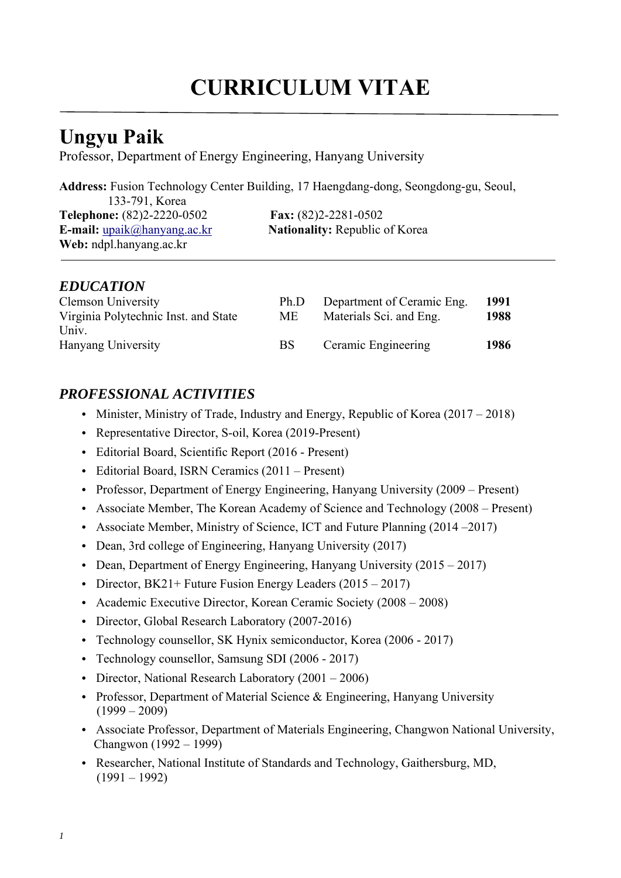# CURRICULUM VITAE

## Ungyu Paik

Professor, Department of Energy Engineering, Hanyang University

**Address:** Fusion Technology Center Building, 17 Haengdang-dong, Seongdong-gu, Seoul, 133-791, Korea
**Telephone:** (82)2-2220-0502 **Fax:** (82)2-2281-0502
**E-mail:** upaik@hanyang.ac.kr **Nationality:** Republic of Korea
**Web:** ndpl.hanyang.ac.kr

### *EDUCATION*

| | | | |
|---|---|---|---|
| Clemson University | Ph.D | Department of Ceramic Eng. | **1991** |
| Virginia Polytechnic Inst. and State Univ. | ME | Materials Sci. and Eng. | **1988** |
| Hanyang University | BS | Ceramic Engineering | **1986** |

### *PROFESSIONAL ACTIVITIES*

- Minister, Ministry of Trade, Industry and Energy, Republic of Korea (2017 – 2018)
- Representative Director, S-oil, Korea (2019-Present)
- Editorial Board, Scientific Report (2016 - Present)
- Editorial Board, ISRN Ceramics (2011 – Present)
- Professor, Department of Energy Engineering, Hanyang University (2009 – Present)
- Associate Member, The Korean Academy of Science and Technology (2008 – Present)
- Associate Member, Ministry of Science, ICT and Future Planning (2014 –2017)
- Dean, 3rd college of Engineering, Hanyang University (2017)
- Dean, Department of Energy Engineering, Hanyang University (2015 – 2017)
- Director, BK21+ Future Fusion Energy Leaders (2015 – 2017)
- Academic Executive Director, Korean Ceramic Society (2008 – 2008)
- Director, Global Research Laboratory (2007-2016)
- Technology counsellor, SK Hynix semiconductor, Korea (2006 - 2017)
- Technology counsellor, Samsung SDI (2006 - 2017)
- Director, National Research Laboratory (2001 – 2006)
- Professor, Department of Material Science & Engineering, Hanyang University (1999 – 2009)
- Associate Professor, Department of Materials Engineering, Changwon National University, Changwon (1992 – 1999)
- Researcher, National Institute of Standards and Technology, Gaithersburg, MD, (1991 – 1992)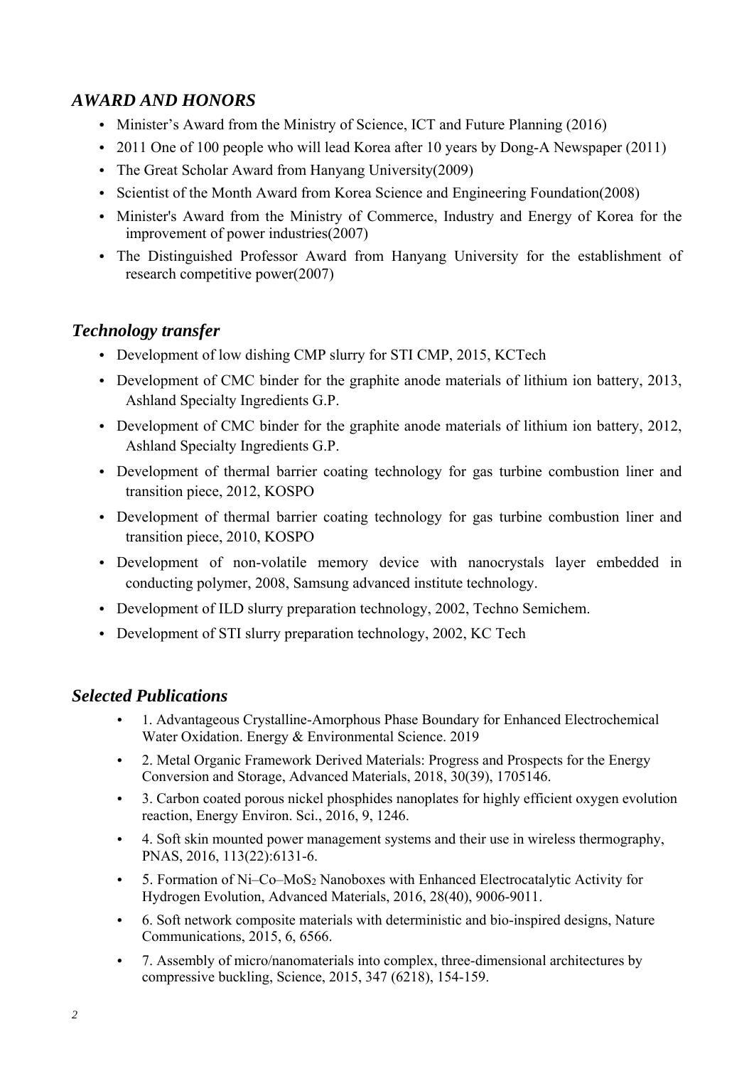## *AWARD AND HONORS*

- Minister’s Award from the Ministry of Science, ICT and Future Planning (2016)
- 2011 One of 100 people who will lead Korea after 10 years by Dong-A Newspaper (2011)
- The Great Scholar Award from Hanyang University(2009)
- Scientist of the Month Award from Korea Science and Engineering Foundation(2008)
- Minister's Award from the Ministry of Commerce, Industry and Energy of Korea for the improvement of power industries(2007)
- The Distinguished Professor Award from Hanyang University for the establishment of research competitive power(2007)

## *Technology transfer*

- Development of low dishing CMP slurry for STI CMP, 2015, KCTech
- Development of CMC binder for the graphite anode materials of lithium ion battery, 2013, Ashland Specialty Ingredients G.P.
- Development of CMC binder for the graphite anode materials of lithium ion battery, 2012, Ashland Specialty Ingredients G.P.
- Development of thermal barrier coating technology for gas turbine combustion liner and transition piece, 2012, KOSPO
- Development of thermal barrier coating technology for gas turbine combustion liner and transition piece, 2010, KOSPO
- Development of non-volatile memory device with nanocrystals layer embedded in conducting polymer, 2008, Samsung advanced institute technology.
- Development of ILD slurry preparation technology, 2002, Techno Semichem.
- Development of STI slurry preparation technology, 2002, KC Tech

## *Selected Publications*

- 1. Advantageous Crystalline-Amorphous Phase Boundary for Enhanced Electrochemical Water Oxidation. Energy & Environmental Science. 2019
- 2. Metal Organic Framework Derived Materials: Progress and Prospects for the Energy Conversion and Storage, Advanced Materials, 2018, 30(39), 1705146.
- 3. Carbon coated porous nickel phosphides nanoplates for highly efficient oxygen evolution reaction, Energy Environ. Sci., 2016, 9, 1246.
- 4. Soft skin mounted power management systems and their use in wireless thermography, PNAS, 2016, 113(22):6131-6.
- 5. Formation of Ni–Co–$MoS_2$ Nanoboxes with Enhanced Electrocatalytic Activity for Hydrogen Evolution, Advanced Materials, 2016, 28(40), 9006-9011.
- 6. Soft network composite materials with deterministic and bio-inspired designs, Nature Communications, 2015, 6, 6566.
- 7. Assembly of micro/nanomaterials into complex, three-dimensional architectures by compressive buckling, Science, 2015, 347 (6218), 154-159.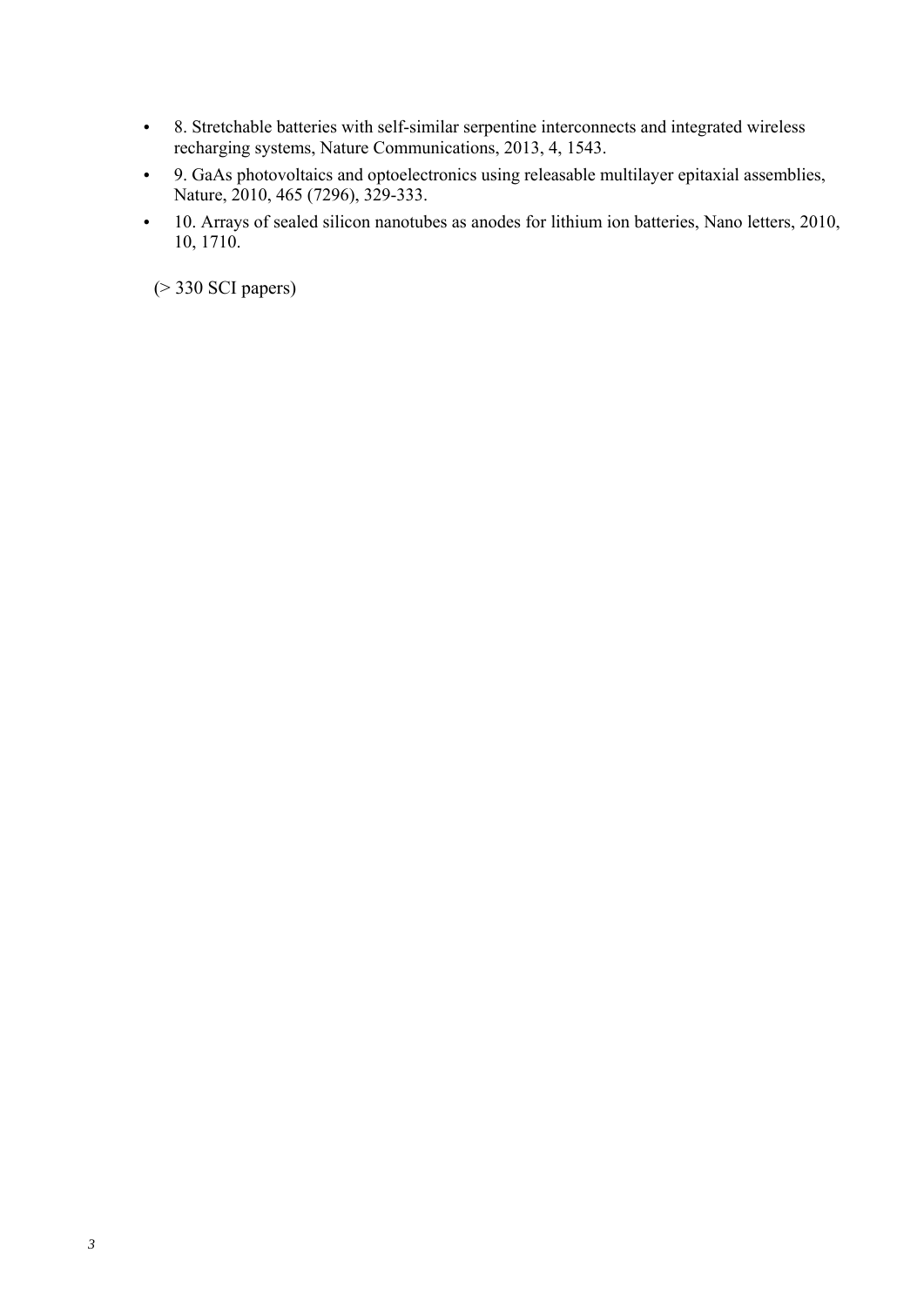- 8. Stretchable batteries with self-similar serpentine interconnects and integrated wireless recharging systems, Nature Communications, 2013, 4, 1543.
- 9. GaAs photovoltaics and optoelectronics using releasable multilayer epitaxial assemblies, Nature, 2010, 465 (7296), 329-333.
- 10. Arrays of sealed silicon nanotubes as anodes for lithium ion batteries, Nano letters, 2010, 10, 1710.

(> 330 SCI papers)